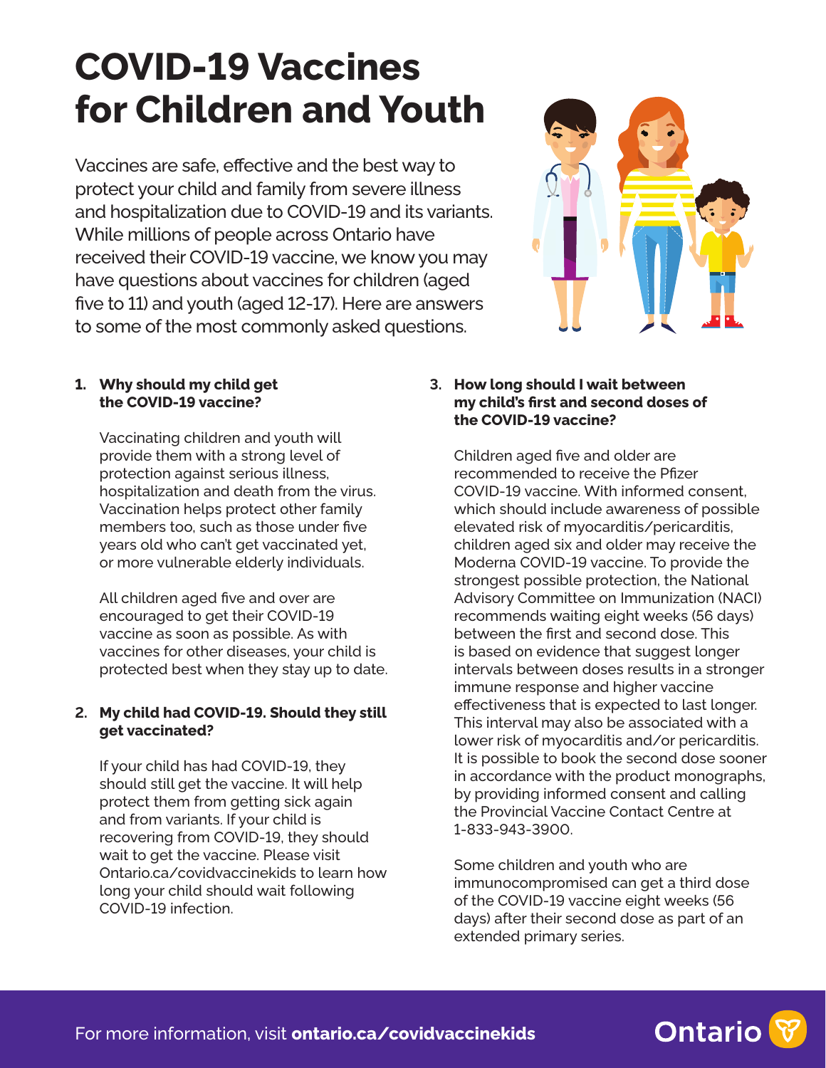# COVID-19 Vaccines for Children and Youth

Vaccines are safe, effective and the best way to protect your child and family from severe illness and hospitalization due to COVID-19 and its variants. While millions of people across Ontario have received their COVID-19 vaccine, we know you may have questions about vaccines for children (aged five to 11) and youth (aged 12-17). Here are answers to some of the most commonly asked questions.

**1. Why should my child get the COVID-19 vaccine?**

Vaccinating children and youth will provide them with a strong level of protection against serious illness, hospitalization and death from the virus. Vaccination helps protect other family members too, such as those under five years old who can't get vaccinated yet, or more vulnerable elderly individuals.

All children aged five and over are encouraged to get their COVID-19 vaccine as soon as possible. As with vaccines for other diseases, your child is protected best when they stay up to date.

**2. My child had COVID-19. Should they still get vaccinated?**

If your child has had COVID-19, they should still get the vaccine. It will help protect them from getting sick again and from variants. If your child is recovering from COVID-19, they should wait to get the vaccine. Please visit Ontario.ca/covidvaccinekids to learn how long your child should wait following COVID-19 infection.

**3. How long should I wait between my child's first and second doses of the COVID-19 vaccine?**

Children aged five and older are recommended to receive the Pfizer COVID-19 vaccine. With informed consent, which should include awareness of possible elevated risk of myocarditis/pericarditis, children aged six and older may receive the Moderna COVID-19 vaccine. To provide the strongest possible protection, the National Advisory Committee on Immunization (NACI) recommends waiting eight weeks (56 days) between the first and second dose. This is based on evidence that suggest longer intervals between doses results in a stronger immune response and higher vaccine effectiveness that is expected to last longer. This interval may also be associated with a lower risk of myocarditis and/or pericarditis. It is possible to book the second dose sooner in accordance with the product monographs, by providing informed consent and calling the Provincial Vaccine Contact Centre at 1-833-943-3900.

Some children and youth who are immunocompromised can get a third dose of the COVID-19 vaccine eight weeks (56 days) after their second dose as part of an extended primary series.

For more information, visit **ontario.ca/covidvaccinekids**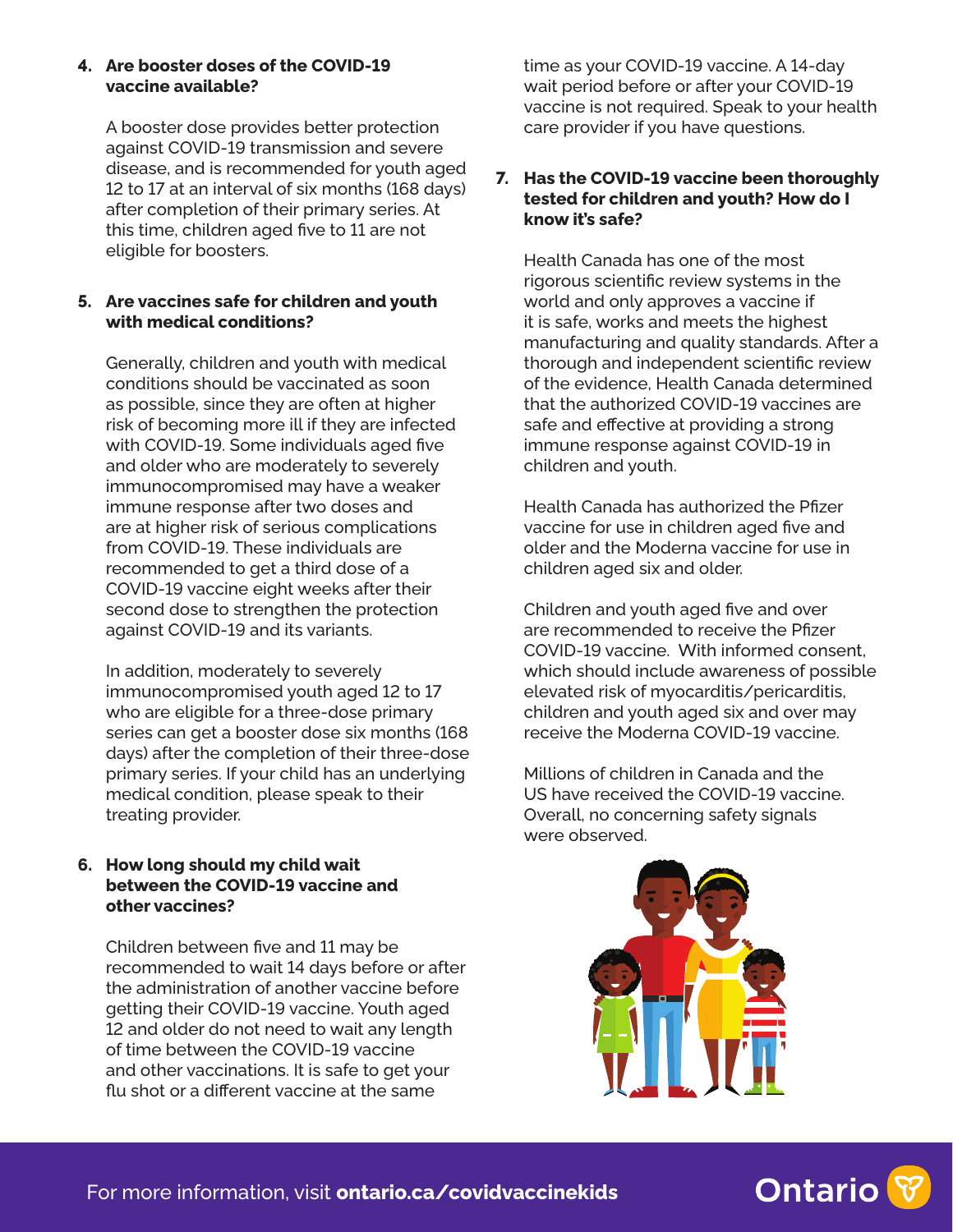## 4. Are booster doses of the COVID-19 vaccine available?

A booster dose provides better protection against COVID-19 transmission and severe disease, and is recommended for youth aged 12 to 17 at an interval of six months (168 days) after completion of their primary series. At this time, children aged five to 11 are not eligible for boosters.

## 5. Are vaccines safe for children and youth with medical conditions?

Generally, children and youth with medical conditions should be vaccinated as soon as possible, since they are often at higher risk of becoming more ill if they are infected with COVID-19. Some individuals aged five and older who are moderately to severely immunocompromised may have a weaker immune response after two doses and are at higher risk of serious complications from COVID-19. These individuals are recommended to get a third dose of a COVID-19 vaccine eight weeks after their second dose to strengthen the protection against COVID-19 and its variants.

In addition, moderately to severely immunocompromised youth aged 12 to 17 who are eligible for a three-dose primary series can get a booster dose six months (168 days) after the completion of their three-dose primary series. If your child has an underlying medical condition, please speak to their treating provider.

## 6. How long should my child wait between the COVID-19 vaccine and other vaccines?

Children between five and 11 may be recommended to wait 14 days before or after the administration of another vaccine before getting their COVID-19 vaccine. Youth aged 12 and older do not need to wait any length of time between the COVID-19 vaccine and other vaccinations. It is safe to get your flu shot or a different vaccine at the same time as your COVID-19 vaccine. A 14-day wait period before or after your COVID-19 vaccine is not required. Speak to your health care provider if you have questions.

## 7. Has the COVID-19 vaccine been thoroughly tested for children and youth? How do I know it's safe?

Health Canada has one of the most rigorous scientific review systems in the world and only approves a vaccine if it is safe, works and meets the highest manufacturing and quality standards. After a thorough and independent scientific review of the evidence, Health Canada determined that the authorized COVID-19 vaccines are safe and effective at providing a strong immune response against COVID-19 in children and youth.

Health Canada has authorized the Pfizer vaccine for use in children aged five and older and the Moderna vaccine for use in children aged six and older.

Children and youth aged five and over are recommended to receive the Pfizer COVID-19 vaccine. With informed consent, which should include awareness of possible elevated risk of myocarditis/pericarditis, children and youth aged six and over may receive the Moderna COVID-19 vaccine.

Millions of children in Canada and the US have received the COVID-19 vaccine. Overall, no concerning safety signals were observed.

For more information, visit **ontario.ca/covidvaccinekids**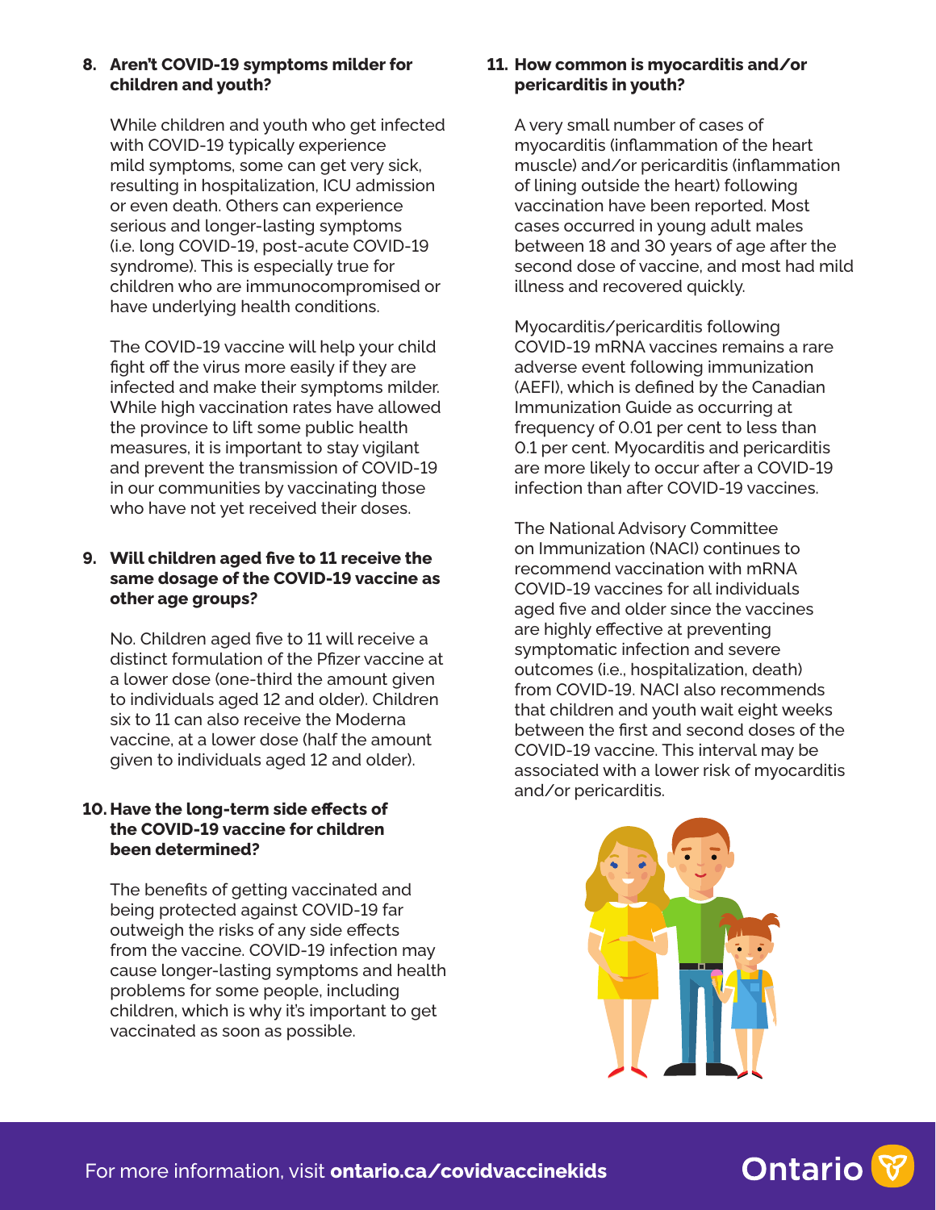**8. Aren't COVID-19 symptoms milder for children and youth?**

While children and youth who get infected with COVID-19 typically experience mild symptoms, some can get very sick, resulting in hospitalization, ICU admission or even death. Others can experience serious and longer-lasting symptoms (i.e. long COVID-19, post-acute COVID-19 syndrome). This is especially true for children who are immunocompromised or have underlying health conditions.

The COVID-19 vaccine will help your child fight off the virus more easily if they are infected and make their symptoms milder. While high vaccination rates have allowed the province to lift some public health measures, it is important to stay vigilant and prevent the transmission of COVID-19 in our communities by vaccinating those who have not yet received their doses.

**9. Will children aged five to 11 receive the same dosage of the COVID-19 vaccine as other age groups?**

No. Children aged five to 11 will receive a distinct formulation of the Pfizer vaccine at a lower dose (one-third the amount given to individuals aged 12 and older). Children six to 11 can also receive the Moderna vaccine, at a lower dose (half the amount given to individuals aged 12 and older).

**10. Have the long-term side effects of the COVID-19 vaccine for children been determined?**

The benefits of getting vaccinated and being protected against COVID-19 far outweigh the risks of any side effects from the vaccine. COVID-19 infection may cause longer-lasting symptoms and health problems for some people, including children, which is why it's important to get vaccinated as soon as possible.

**11. How common is myocarditis and/or pericarditis in youth?**

A very small number of cases of myocarditis (inflammation of the heart muscle) and/or pericarditis (inflammation of lining outside the heart) following vaccination have been reported. Most cases occurred in young adult males between 18 and 30 years of age after the second dose of vaccine, and most had mild illness and recovered quickly.

Myocarditis/pericarditis following COVID-19 mRNA vaccines remains a rare adverse event following immunization (AEFI), which is defined by the Canadian Immunization Guide as occurring at frequency of 0.01 per cent to less than 0.1 per cent. Myocarditis and pericarditis are more likely to occur after a COVID-19 infection than after COVID-19 vaccines.

The National Advisory Committee on Immunization (NACI) continues to recommend vaccination with mRNA COVID-19 vaccines for all individuals aged five and older since the vaccines are highly effective at preventing symptomatic infection and severe outcomes (i.e., hospitalization, death) from COVID-19. NACI also recommends that children and youth wait eight weeks between the first and second doses of the COVID-19 vaccine. This interval may be associated with a lower risk of myocarditis and/or pericarditis.

For more information, visit **ontario.ca/covidvaccinekids**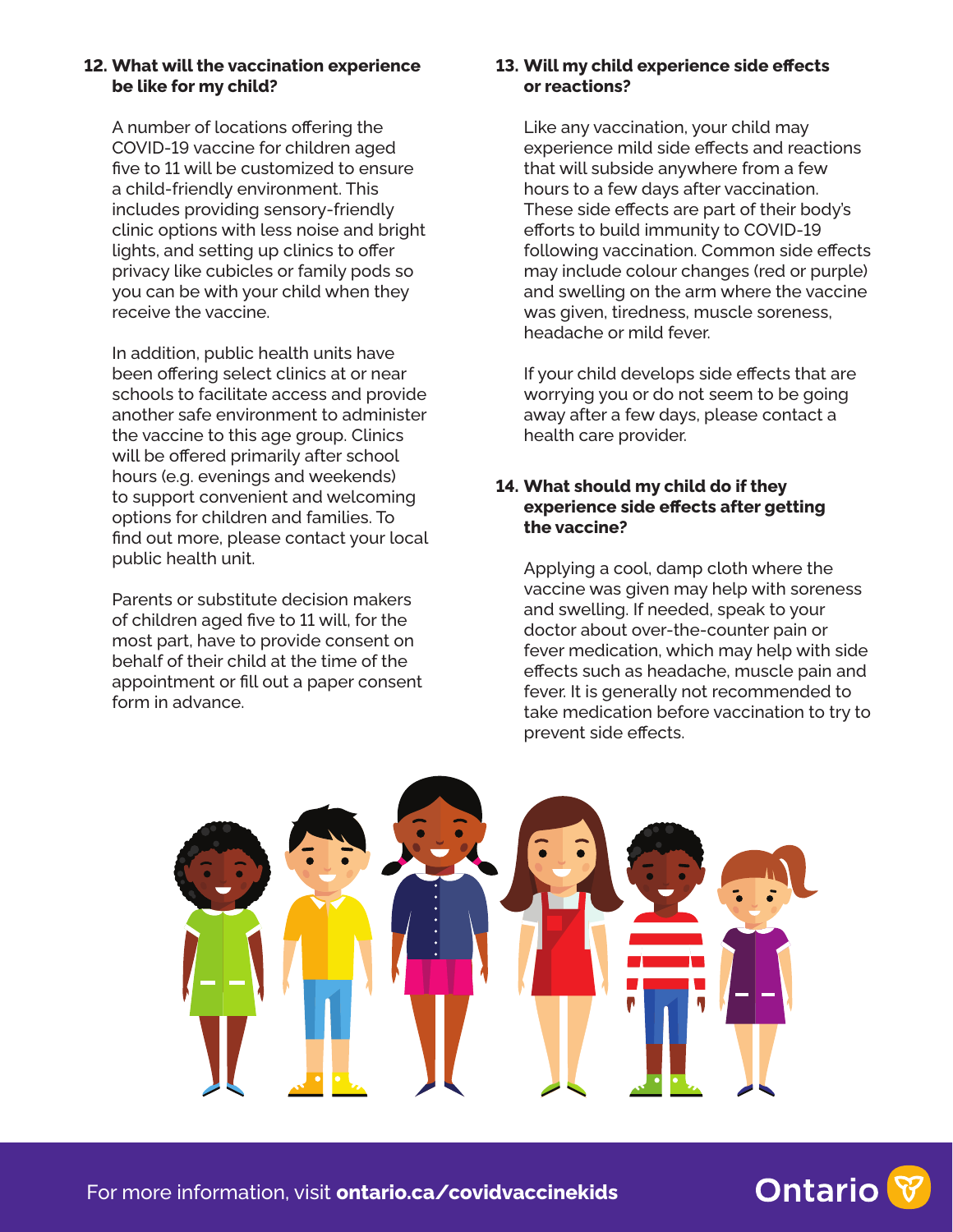## 12. What will the vaccination experience be like for my child?

A number of locations offering the COVID-19 vaccine for children aged five to 11 will be customized to ensure a child-friendly environment. This includes providing sensory-friendly clinic options with less noise and bright lights, and setting up clinics to offer privacy like cubicles or family pods so you can be with your child when they receive the vaccine.

In addition, public health units have been offering select clinics at or near schools to facilitate access and provide another safe environment to administer the vaccine to this age group. Clinics will be offered primarily after school hours (e.g. evenings and weekends) to support convenient and welcoming options for children and families. To find out more, please contact your local public health unit.

Parents or substitute decision makers of children aged five to 11 will, for the most part, have to provide consent on behalf of their child at the time of the appointment or fill out a paper consent form in advance.

## 13. Will my child experience side effects or reactions?

Like any vaccination, your child may experience mild side effects and reactions that will subside anywhere from a few hours to a few days after vaccination. These side effects are part of their body's efforts to build immunity to COVID-19 following vaccination. Common side effects may include colour changes (red or purple) and swelling on the arm where the vaccine was given, tiredness, muscle soreness, headache or mild fever.

If your child develops side effects that are worrying you or do not seem to be going away after a few days, please contact a health care provider.

## 14. What should my child do if they experience side effects after getting the vaccine?

Applying a cool, damp cloth where the vaccine was given may help with soreness and swelling. If needed, speak to your doctor about over-the-counter pain or fever medication, which may help with side effects such as headache, muscle pain and fever. It is generally not recommended to take medication before vaccination to try to prevent side effects.

For more information, visit **ontario.ca/covidvaccinekids**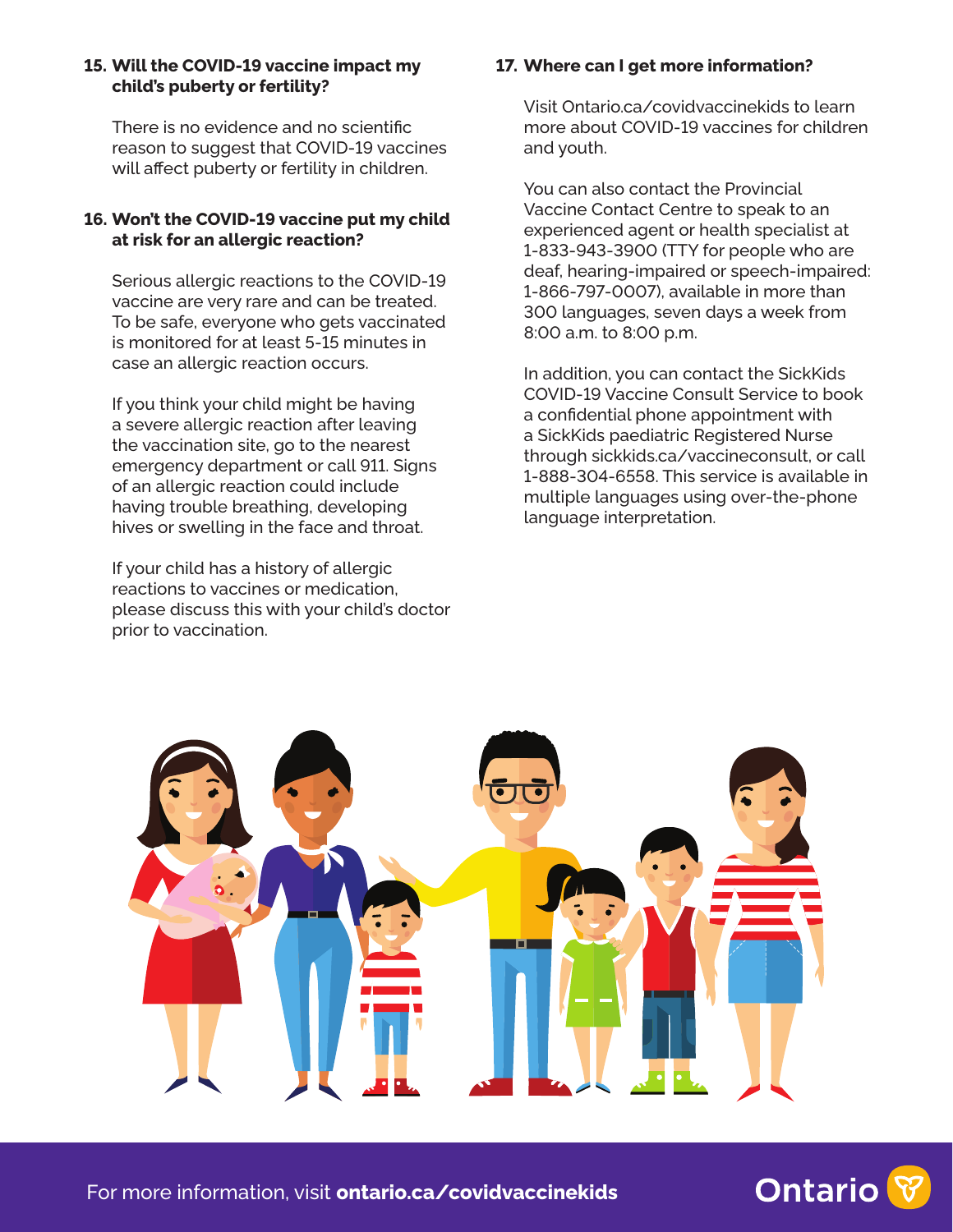### 15. Will the COVID-19 vaccine impact my child's puberty or fertility?

There is no evidence and no scientific reason to suggest that COVID-19 vaccines will affect puberty or fertility in children.

### 16. Won't the COVID-19 vaccine put my child at risk for an allergic reaction?

Serious allergic reactions to the COVID-19 vaccine are very rare and can be treated. To be safe, everyone who gets vaccinated is monitored for at least 5-15 minutes in case an allergic reaction occurs.

If you think your child might be having a severe allergic reaction after leaving the vaccination site, go to the nearest emergency department or call 911. Signs of an allergic reaction could include having trouble breathing, developing hives or swelling in the face and throat.

If your child has a history of allergic reactions to vaccines or medication, please discuss this with your child's doctor prior to vaccination.

### 17. Where can I get more information?

Visit Ontario.ca/covidvaccinekids to learn more about COVID-19 vaccines for children and youth.

You can also contact the Provincial Vaccine Contact Centre to speak to an experienced agent or health specialist at 1-833-943-3900 (TTY for people who are deaf, hearing-impaired or speech-impaired: 1-866-797-0007), available in more than 300 languages, seven days a week from 8:00 a.m. to 8:00 p.m.

In addition, you can contact the SickKids COVID-19 Vaccine Consult Service to book a confidential phone appointment with a SickKids paediatric Registered Nurse through sickkids.ca/vaccineconsult, or call 1-888-304-6558. This service is available in multiple languages using over-the-phone language interpretation.

For more information, visit **ontario.ca/covidvaccinekids**

Ontario